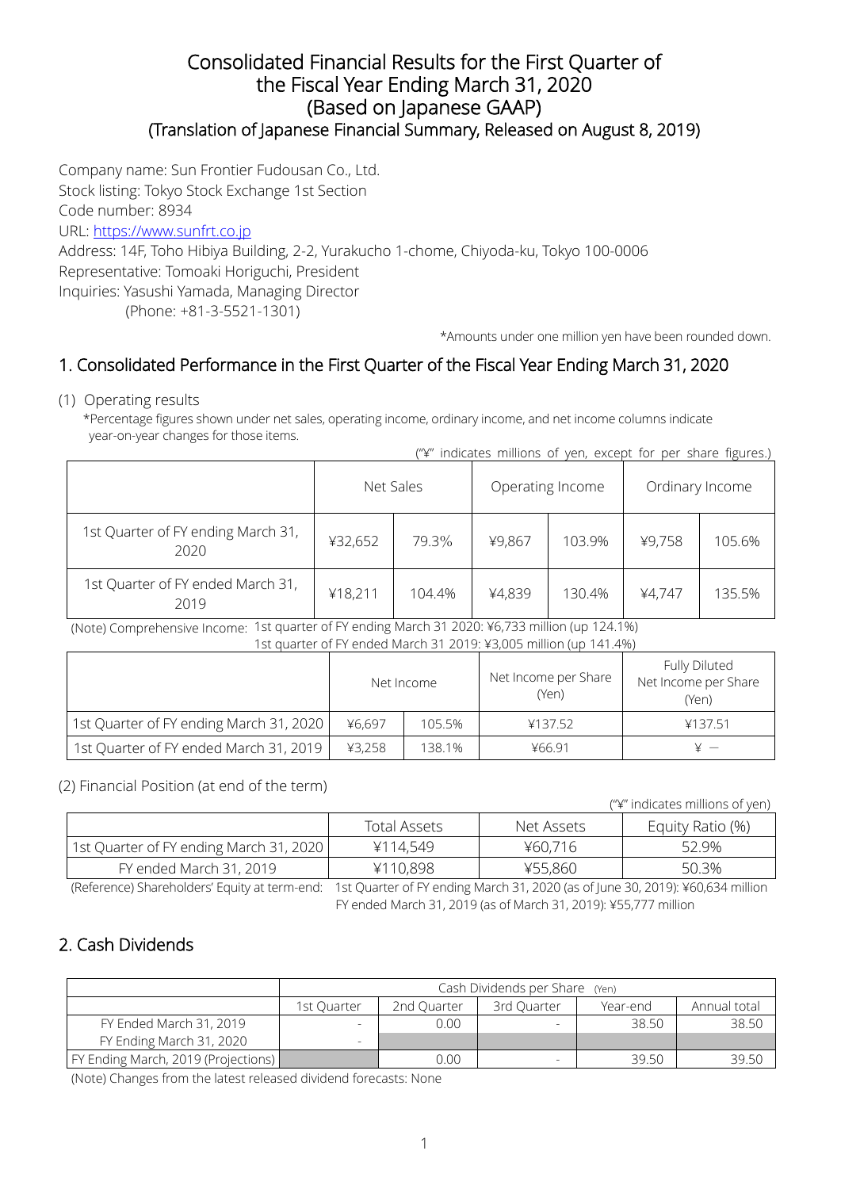# Consolidated Financial Results for the First Quarter of the Fiscal Year Ending March 31, 2020 (Based on Japanese GAAP)

## (Translation of Japanese Financial Summary, Released on August 8, 2019)

Company name: Sun Frontier Fudousan Co., Ltd.
Stock listing: Tokyo Stock Exchange 1st Section
Code number: 8934
URL: https://www.sunfrt.co.jp
Address: 14F, Toho Hibiya Building, 2-2, Yurakucho 1-chome, Chiyoda-ku, Tokyo 100-0006
Representative: Tomoaki Horiguchi, President
Inquiries: Yasushi Yamada, Managing Director
(Phone: +81-3-5521-1301)

*Amounts under one million yen have been rounded down.

## 1. Consolidated Performance in the First Quarter of the Fiscal Year Ending March 31, 2020

(1) Operating results

*Percentage figures shown under net sales, operating income, ordinary income, and net income columns indicate year-on-year changes for those items.

("¥" indicates millions of yen, except for per share figures.)

| | Net Sales | | Operating Income | | Ordinary Income | |
|---|---|---|---|---|---|---|
| 1st Quarter of FY ending March 31, 2020 | ¥32,652 | 79.3% | ¥9,867 | 103.9% | ¥9,758 | 105.6% |
| 1st Quarter of FY ended March 31, 2019 | ¥18,211 | 104.4% | ¥4,839 | 130.4% | ¥4,747 | 135.5% |

(Note) Comprehensive Income: 1st quarter of FY ending March 31 2020: ¥6,733 million (up 124.1%)
1st quarter of FY ended March 31 2019: ¥3,005 million (up 141.4%)

| | Net Income | | Net Income per Share (Yen) | Fully Diluted Net Income per Share (Yen) |
|---|---|---|---|---|
| 1st Quarter of FY ending March 31, 2020 | ¥6,697 | 105.5% | ¥137.52 | ¥137.51 |
| 1st Quarter of FY ended March 31, 2019 | ¥3,258 | 138.1% | ¥66.91 | ¥ — |

(2) Financial Position (at end of the term)

("¥" indicates millions of yen)

| | Total Assets | Net Assets | Equity Ratio (%) |
|---|---|---|---|
| 1st Quarter of FY ending March 31, 2020 | ¥114,549 | ¥60,716 | 52.9% |
| FY ended March 31, 2019 | ¥110,898 | ¥55,860 | 50.3% |

(Reference) Shareholders' Equity at term-end: 1st Quarter of FY ending March 31, 2020 (as of June 30, 2019): ¥60,634 million
FY ended March 31, 2019 (as of March 31, 2019): ¥55,777 million

## 2. Cash Dividends

| | Cash Dividends per Share (Yen) | | | | |
|---|---|---|---|---|---|
| | 1st Quarter | 2nd Quarter | 3rd Quarter | Year-end | Annual total |
| FY Ended March 31, 2019 | - | 0.00 | - | 38.50 | 38.50 |
| FY Ending March 31, 2020 | - | | | | |
| FY Ending March, 2019 (Projections) | | 0.00 | - | 39.50 | 39.50 |

(Note) Changes from the latest released dividend forecasts: None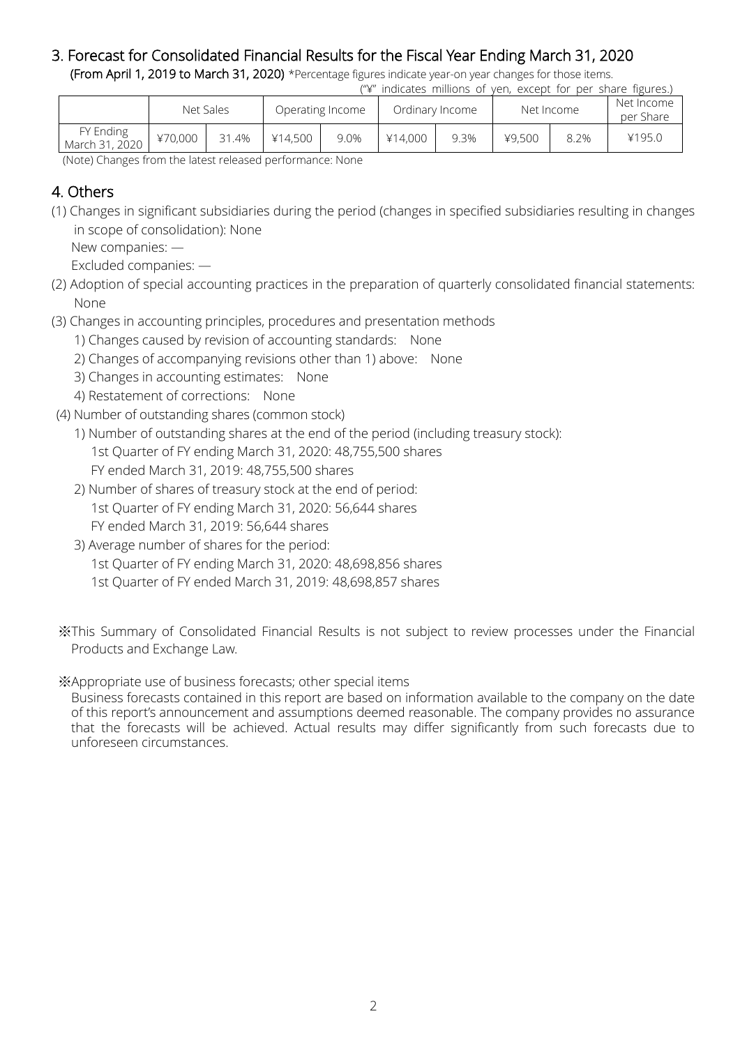## 3. Forecast for Consolidated Financial Results for the Fiscal Year Ending March 31, 2020

**(From April 1, 2019 to March 31, 2020)** *Percentage figures indicate year-on year changes for those items.

("¥" indicates millions of yen, except for per share figures.)

| | Net Sales | | Operating Income | | Ordinary Income | | Net Income | | Net Income per Share |
|---|---|---|---|---|---|---|---|---|---|
| FY Ending March 31, 2020 | ¥70,000 | 31.4% | ¥14,500 | 9.0% | ¥14,000 | 9.3% | ¥9,500 | 8.2% | ¥195.0 |

(Note) Changes from the latest released performance: None

## 4. Others

(1) Changes in significant subsidiaries during the period (changes in specified subsidiaries resulting in changes in scope of consolidation): None

New companies: —

Excluded companies: —

(2) Adoption of special accounting practices in the preparation of quarterly consolidated financial statements: None

(3) Changes in accounting principles, procedures and presentation methods

1) Changes caused by revision of accounting standards: None

2) Changes of accompanying revisions other than 1) above: None

3) Changes in accounting estimates: None

4) Restatement of corrections: None

(4) Number of outstanding shares (common stock)

1) Number of outstanding shares at the end of the period (including treasury stock):

1st Quarter of FY ending March 31, 2020: 48,755,500 shares

FY ended March 31, 2019: 48,755,500 shares

2) Number of shares of treasury stock at the end of period:

1st Quarter of FY ending March 31, 2020: 56,644 shares

FY ended March 31, 2019: 56,644 shares

3) Average number of shares for the period:

1st Quarter of FY ending March 31, 2020: 48,698,856 shares

1st Quarter of FY ended March 31, 2019: 48,698,857 shares

※This Summary of Consolidated Financial Results is not subject to review processes under the Financial Products and Exchange Law.

※Appropriate use of business forecasts; other special items

Business forecasts contained in this report are based on information available to the company on the date of this report's announcement and assumptions deemed reasonable. The company provides no assurance that the forecasts will be achieved. Actual results may differ significantly from such forecasts due to unforeseen circumstances.